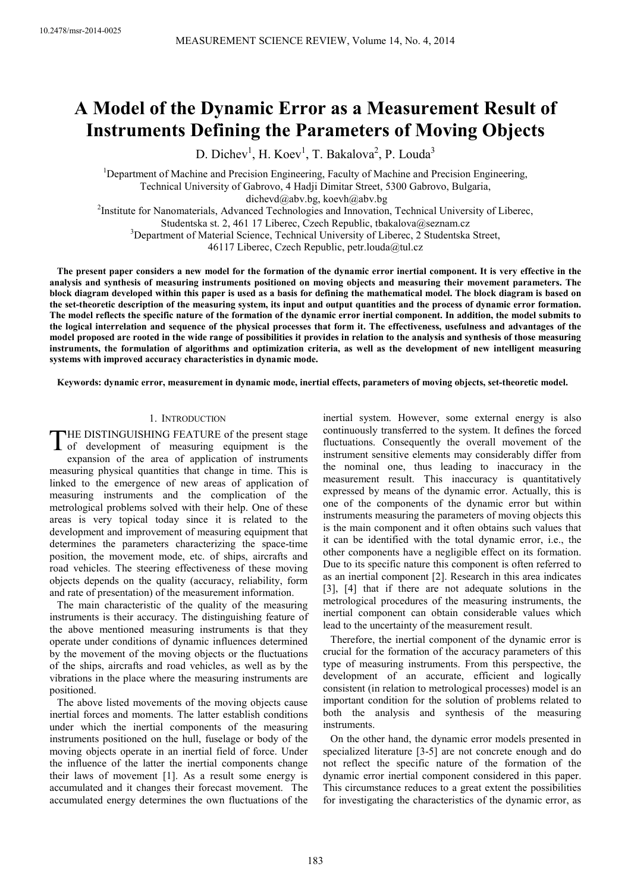10.2478/msr-2014-0025

# A Model of the Dynamic Error as a Measurement Result of Instruments Defining the Parameters of Moving Objects

D. Dichev[1], H. Koev[1], T. Bakalova[2], P. Louda[3]

[1]Department of Machine and Precision Engineering, Faculty of Machine and Precision Engineering, Technical University of Gabrovo, 4 Hadji Dimitar Street, 5300 Gabrovo, Bulgaria, dichevd@abv.bg, koevh@abv.bg

[2]Institute for Nanomaterials, Advanced Technologies and Innovation, Technical University of Liberec, Studentska st. 2, 461 17 Liberec, Czech Republic, tbakalova@seznam.cz

[3]Department of Material Science, Technical University of Liberec, 2 Studentska Street, 46117 Liberec, Czech Republic, petr.louda@tul.cz

**The present paper considers a new model for the formation of the dynamic error inertial component. It is very effective in the analysis and synthesis of measuring instruments positioned on moving objects and measuring their movement parameters. The block diagram developed within this paper is used as a basis for defining the mathematical model. The block diagram is based on the set-theoretic description of the measuring system, its input and output quantities and the process of dynamic error formation. The model reflects the specific nature of the formation of the dynamic error inertial component. In addition, the model submits to the logical interrelation and sequence of the physical processes that form it. The effectiveness, usefulness and advantages of the model proposed are rooted in the wide range of possibilities it provides in relation to the analysis and synthesis of those measuring instruments, the formulation of algorithms and optimization criteria, as well as the development of new intelligent measuring systems with improved accuracy characteristics in dynamic mode.**

**Keywords: dynamic error, measurement in dynamic mode, inertial effects, parameters of moving objects, set-theoretic model.**

## 1. Introduction

The distinguishing feature of the present stage of development of measuring equipment is the expansion of the area of application of instruments measuring physical quantities that change in time. This is linked to the emergence of new areas of application of measuring instruments and the complication of the metrological problems solved with their help. One of these areas is very topical today since it is related to the development and improvement of measuring equipment that determines the parameters characterizing the space-time position, the movement mode, etc. of ships, aircrafts and road vehicles. The steering effectiveness of these moving objects depends on the quality (accuracy, reliability, form and rate of presentation) of the measurement information.

The main characteristic of the quality of the measuring instruments is their accuracy. The distinguishing feature of the above mentioned measuring instruments is that they operate under conditions of dynamic influences determined by the movement of the moving objects or the fluctuations of the ships, aircrafts and road vehicles, as well as by the vibrations in the place where the measuring instruments are positioned.

The above listed movements of the moving objects cause inertial forces and moments. The latter establish conditions under which the inertial components of the measuring instruments positioned on the hull, fuselage or body of the moving objects operate in an inertial field of force. Under the influence of the latter the inertial components change their laws of movement [1]. As a result some energy is accumulated and it changes their forecast movement. The accumulated energy determines the own fluctuations of the inertial system. However, some external energy is also continuously transferred to the system. It defines the forced fluctuations. Consequently the overall movement of the instrument sensitive elements may considerably differ from the nominal one, thus leading to inaccuracy in the measurement result. This inaccuracy is quantitatively expressed by means of the dynamic error. Actually, this is one of the components of the dynamic error but within instruments measuring the parameters of moving objects this is the main component and it often obtains such values that it can be identified with the total dynamic error, i.e., the other components have a negligible effect on its formation. Due to its specific nature this component is often referred to as an inertial component [2]. Research in this area indicates [3], [4] that if there are not adequate solutions in the metrological procedures of the measuring instruments, the inertial component can obtain considerable values which lead to the uncertainty of the measurement result.

Therefore, the inertial component of the dynamic error is crucial for the formation of the accuracy parameters of this type of measuring instruments. From this perspective, the development of an accurate, efficient and logically consistent (in relation to metrological processes) model is an important condition for the solution of problems related to both the analysis and synthesis of the measuring instruments.

On the other hand, the dynamic error models presented in specialized literature [3-5] are not concrete enough and do not reflect the specific nature of the formation of the dynamic error inertial component considered in this paper. This circumstance reduces to a great extent the possibilities for investigating the characteristics of the dynamic error, as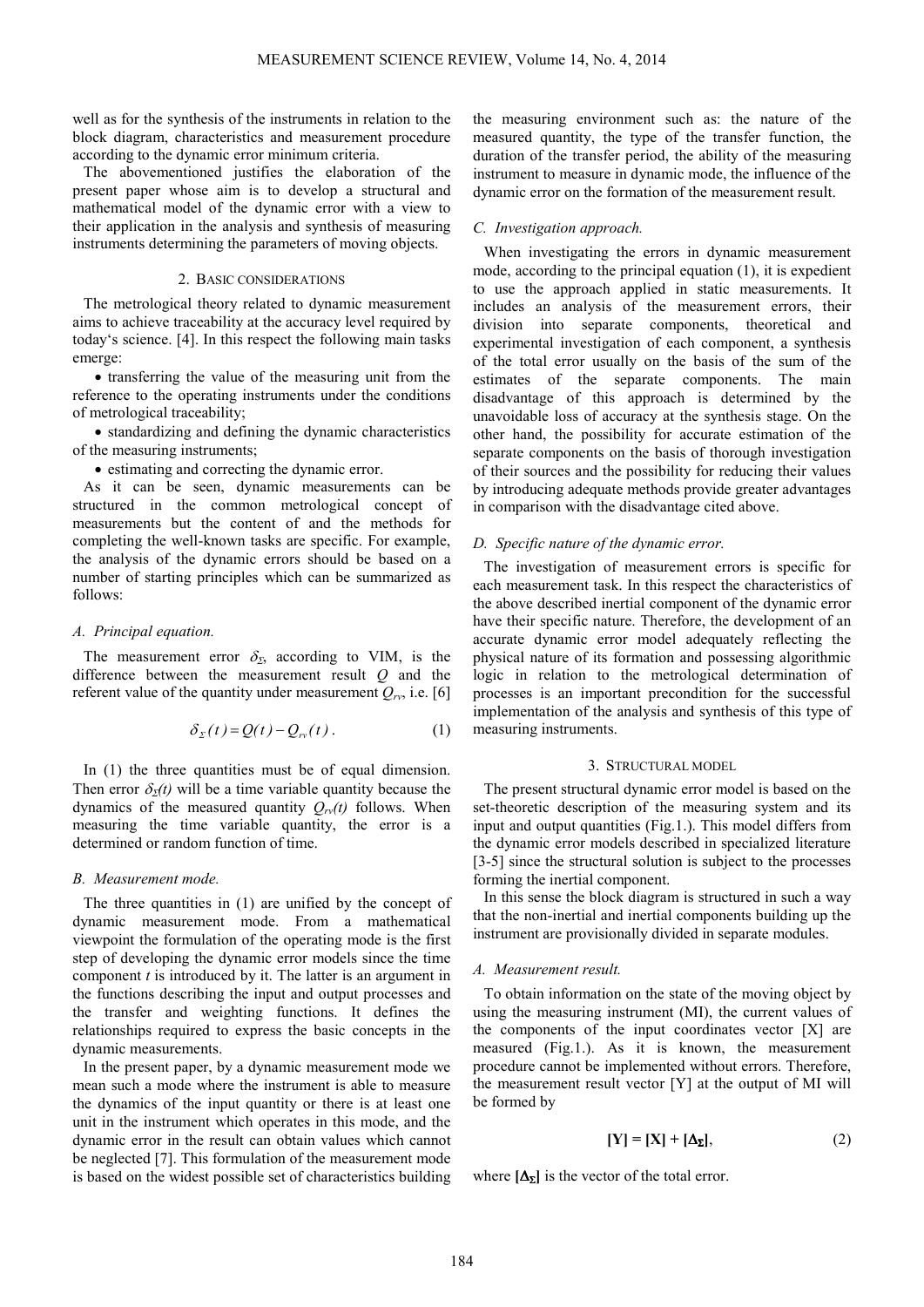well as for the synthesis of the instruments in relation to the block diagram, characteristics and measurement procedure according to the dynamic error minimum criteria.

The abovementioned justifies the elaboration of the present paper whose aim is to develop a structural and mathematical model of the dynamic error with a view to their application in the analysis and synthesis of measuring instruments determining the parameters of moving objects.

## 2. BASIC CONSIDERATIONS

The metrological theory related to dynamic measurement aims to achieve traceability at the accuracy level required by today's science. [4]. In this respect the following main tasks emerge:

- transferring the value of the measuring unit from the reference to the operating instruments under the conditions of metrological traceability;
- standardizing and defining the dynamic characteristics of the measuring instruments;
- estimating and correcting the dynamic error.

As it can be seen, dynamic measurements can be structured in the common metrological concept of measurements but the content of and the methods for completing the well-known tasks are specific. For example, the analysis of the dynamic errors should be based on a number of starting principles which can be summarized as follows:

### *A. Principal equation.*

The measurement error $\delta_\Sigma$, according to VIM, is the difference between the measurement result $Q$ and the referent value of the quantity under measurement $Q_{rv}$, i.e. [6]

$$\delta_\Sigma(t) = Q(t) - Q_{rv}(t)\,. \tag{1}$$

In (1) the three quantities must be of equal dimension. Then error $\delta_\Sigma(t)$ will be a time variable quantity because the dynamics of the measured quantity $Q_{rv}(t)$ follows. When measuring the time variable quantity, the error is a determined or random function of time.

### *B. Measurement mode.*

The three quantities in (1) are unified by the concept of dynamic measurement mode. From a mathematical viewpoint the formulation of the operating mode is the first step of developing the dynamic error models since the time component $t$ is introduced by it. The latter is an argument in the functions describing the input and output processes and the transfer and weighting functions. It defines the relationships required to express the basic concepts in the dynamic measurements.

In the present paper, by a dynamic measurement mode we mean such a mode where the instrument is able to measure the dynamics of the input quantity or there is at least one unit in the instrument which operates in this mode, and the dynamic error in the result can obtain values which cannot be neglected [7]. This formulation of the measurement mode is based on the widest possible set of characteristics building the measuring environment such as: the nature of the measured quantity, the type of the transfer function, the duration of the transfer period, the ability of the measuring instrument to measure in dynamic mode, the influence of the dynamic error on the formation of the measurement result.

### *C. Investigation approach.*

When investigating the errors in dynamic measurement mode, according to the principal equation (1), it is expedient to use the approach applied in static measurements. It includes an analysis of the measurement errors, their division into separate components, theoretical and experimental investigation of each component, a synthesis of the total error usually on the basis of the sum of the estimates of the separate components. The main disadvantage of this approach is determined by the unavoidable loss of accuracy at the synthesis stage. On the other hand, the possibility for accurate estimation of the separate components on the basis of thorough investigation of their sources and the possibility for reducing their values by introducing adequate methods provide greater advantages in comparison with the disadvantage cited above.

### *D. Specific nature of the dynamic error.*

The investigation of measurement errors is specific for each measurement task. In this respect the characteristics of the above described inertial component of the dynamic error have their specific nature. Therefore, the development of an accurate dynamic error model adequately reflecting the physical nature of its formation and possessing algorithmic logic in relation to the metrological determination of processes is an important precondition for the successful implementation of the analysis and synthesis of this type of measuring instruments.

## 3. STRUCTURAL MODEL

The present structural dynamic error model is based on the set-theoretic description of the measuring system and its input and output quantities (Fig.1.). This model differs from the dynamic error models described in specialized literature [3-5] since the structural solution is subject to the processes forming the inertial component.

In this sense the block diagram is structured in such a way that the non-inertial and inertial components building up the instrument are provisionally divided in separate modules.

### *A. Measurement result.*

To obtain information on the state of the moving object by using the measuring instrument (MI), the current values of the components of the input coordinates vector [X] are measured (Fig.1.). As it is known, the measurement procedure cannot be implemented without errors. Therefore, the measurement result vector [Y] at the output of MI will be formed by

$$\mathbf{[Y] = [X] + [\Delta_\Sigma]}, \tag{2}$$

where $\mathbf{[\Delta_\Sigma]}$ is the vector of the total error.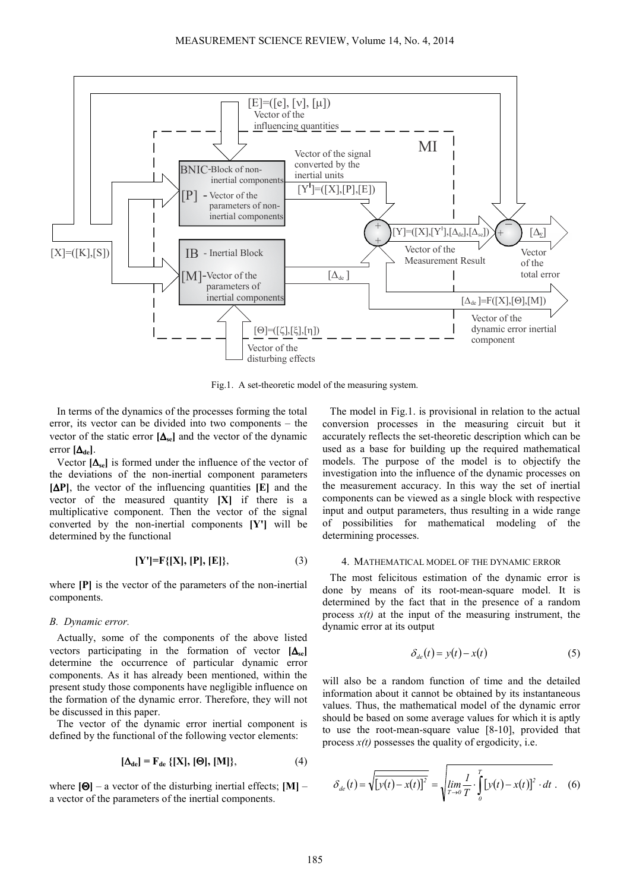Fig.1. A set-theoretic model of the measuring system.

In terms of the dynamics of the processes forming the total error, its vector can be divided into two components – the vector of the static error $[\Delta_{se}]$ and the vector of the dynamic error $[\Delta_{de}]$.

Vector $[\Delta_{se}]$ is formed under the influence of the vector of the deviations of the non-inertial component parameters $[\Delta P]$, the vector of the influencing quantities $[E]$ and the vector of the measured quantity $[X]$ if there is a multiplicative component. Then the vector of the signal converted by the non-inertial components $[Y']$ will be determined by the functional

$$[Y']=F\{[X],[P],[E]\}, \tag{3}$$

where $[P]$ is the vector of the parameters of the non-inertial components.

*B. Dynamic error.*

Actually, some of the components of the above listed vectors participating in the formation of vector $[\Delta_{se}]$ determine the occurrence of particular dynamic error components. As it has already been mentioned, within the present study those components have negligible influence on the formation of the dynamic error. Therefore, they will not be discussed in this paper.

The vector of the dynamic error inertial component is defined by the functional of the following vector elements:

$$[\Delta_{de}] = F_{de}\{[X],[\Theta],[M]\}, \tag{4}$$

where $[\Theta]$ – a vector of the disturbing inertial effects; $[M]$ – a vector of the parameters of the inertial components.

The model in Fig.1. is provisional in relation to the actual conversion processes in the measuring circuit but it accurately reflects the set-theoretic description which can be used as a base for building up the required mathematical models. The purpose of the model is to objectify the investigation into the influence of the dynamic processes on the measurement accuracy. In this way the set of inertial components can be viewed as a single block with respective input and output parameters, thus resulting in a wide range of possibilities for mathematical modeling of the determining processes.

## 4. Mathematical model of the dynamic error

The most felicitous estimation of the dynamic error is done by means of its root-mean-square model. It is determined by the fact that in the presence of a random process $x(t)$ at the input of the measuring instrument, the dynamic error at its output

$$\delta_{de}(t) = y(t) - x(t) \tag{5}$$

will also be a random function of time and the detailed information about it cannot be obtained by its instantaneous values. Thus, the mathematical model of the dynamic error should be based on some average values for which it is aptly to use the root-mean-square value [8-10], provided that process $x(t)$ possesses the quality of ergodicity, i.e.

$$\delta_{de}(t) = \sqrt{\overline{[y(t)-x(t)]^2}} = \sqrt{\lim_{T\to 0}\frac{1}{T}\cdot\int_0^T [y(t)-x(t)]^2\cdot dt}\,. \tag{6}$$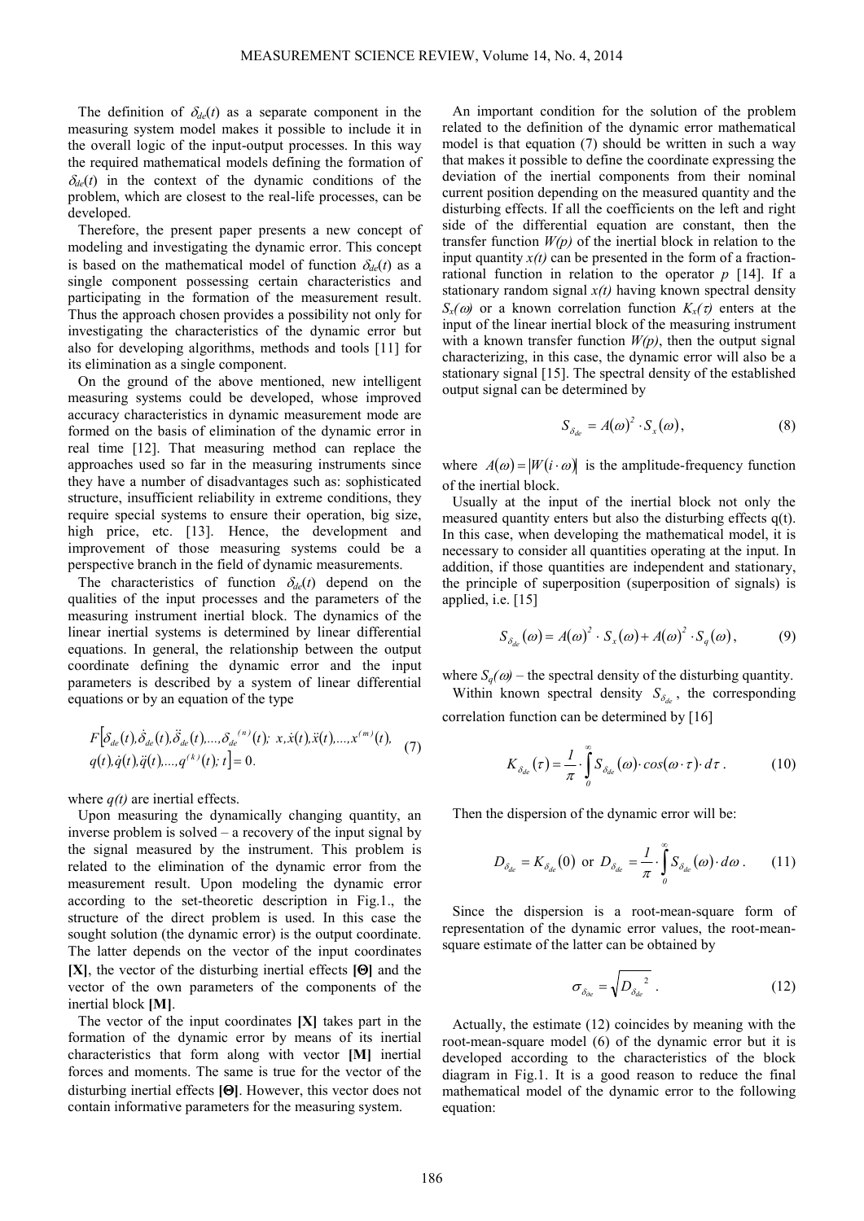The definition of $\delta_{de}(t)$ as a separate component in the measuring system model makes it possible to include it in the overall logic of the input-output processes. In this way the required mathematical models defining the formation of $\delta_{de}(t)$ in the context of the dynamic conditions of the problem, which are closest to the real-life processes, can be developed.

Therefore, the present paper presents a new concept of modeling and investigating the dynamic error. This concept is based on the mathematical model of function $\delta_{de}(t)$ as a single component possessing certain characteristics and participating in the formation of the measurement result. Thus the approach chosen provides a possibility not only for investigating the characteristics of the dynamic error but also for developing algorithms, methods and tools [11] for its elimination as a single component.

On the ground of the above mentioned, new intelligent measuring systems could be developed, whose improved accuracy characteristics in dynamic measurement mode are formed on the basis of elimination of the dynamic error in real time [12]. That measuring method can replace the approaches used so far in the measuring instruments since they have a number of disadvantages such as: sophisticated structure, insufficient reliability in extreme conditions, they require special systems to ensure their operation, big size, high price, etc. [13]. Hence, the development and improvement of those measuring systems could be a perspective branch in the field of dynamic measurements.

The characteristics of function $\delta_{de}(t)$ depend on the qualities of the input processes and the parameters of the measuring instrument inertial block. The dynamics of the linear inertial systems is determined by linear differential equations. In general, the relationship between the output coordinate defining the dynamic error and the input parameters is described by a system of linear differential equations or by an equation of the type

$$F\left[\delta_{de}(t),\dot{\delta}_{de}(t),\ddot{\delta}_{de}(t),...,\delta_{de}^{(n)}(t);\ x,\dot{x}(t),\ddot{x}(t),...,x^{(m)}(t),\ q(t),\dot{q}(t),\ddot{q}(t),...,q^{(k)}(t);\ t\right]=0. \tag{7}$$

where $q(t)$ are inertial effects.

Upon measuring the dynamically changing quantity, an inverse problem is solved – a recovery of the input signal by the signal measured by the instrument. This problem is related to the elimination of the dynamic error from the measurement result. Upon modeling the dynamic error according to the set-theoretic description in Fig.1., the structure of the direct problem is used. In this case the sought solution (the dynamic error) is the output coordinate. The latter depends on the vector of the input coordinates **[X]**, the vector of the disturbing inertial effects **[Θ]** and the vector of the own parameters of the components of the inertial block **[M]**.

The vector of the input coordinates **[X]** takes part in the formation of the dynamic error by means of its inertial characteristics that form along with vector **[M]** inertial forces and moments. The same is true for the vector of the disturbing inertial effects **[Θ]**. However, this vector does not contain informative parameters for the measuring system.

An important condition for the solution of the problem related to the definition of the dynamic error mathematical model is that equation (7) should be written in such a way that makes it possible to define the coordinate expressing the deviation of the inertial components from their nominal current position depending on the measured quantity and the disturbing effects. If all the coefficients on the left and right side of the differential equation are constant, then the transfer function $W(p)$ of the inertial block in relation to the input quantity $x(t)$ can be presented in the form of a fraction-rational function in relation to the operator $p$ [14]. If a stationary random signal $x(t)$ having known spectral density $S_x(\omega)$ or a known correlation function $K_x(\tau)$ enters at the input of the linear inertial block of the measuring instrument with a known transfer function $W(p)$, then the output signal characterizing, in this case, the dynamic error will also be a stationary signal [15]. The spectral density of the established output signal can be determined by

$$S_{\delta_{de}} = A(\omega)^2 \cdot S_x(\omega), \tag{8}$$

where $A(\omega)=\left|W(i\cdot\omega)\right|$ is the amplitude-frequency function of the inertial block.

Usually at the input of the inertial block not only the measured quantity enters but also the disturbing effects q(t). In this case, when developing the mathematical model, it is necessary to consider all quantities operating at the input. In addition, if those quantities are independent and stationary, the principle of superposition (superposition of signals) is applied, i.e. [15]

$$S_{\delta_{de}}(\omega) = A(\omega)^2 \cdot S_x(\omega) + A(\omega)^2 \cdot S_q(\omega), \tag{9}$$

where $S_q(\omega)$ – the spectral density of the disturbing quantity.

Within known spectral density $S_{\delta_{de}}$, the corresponding correlation function can be determined by [16]

$$K_{\delta_{de}}(\tau) = \frac{1}{\pi}\cdot\int_0^\infty S_{\delta_{de}}(\omega)\cdot cos(\omega\cdot\tau)\cdot d\tau\,. \tag{10}$$

Then the dispersion of the dynamic error will be:

$$D_{\delta_{de}} = K_{\delta_{de}}(0) \text{ or } D_{\delta_{de}} = \frac{1}{\pi}\cdot\int_0^\infty S_{\delta_{de}}(\omega)\cdot d\omega\,. \tag{11}$$

Since the dispersion is a root-mean-square form of representation of the dynamic error values, the root-mean-square estimate of the latter can be obtained by

$$\sigma_{\delta_{de}} = \sqrt{D_{\delta_{de}}{}^2}\,. \tag{12}$$

Actually, the estimate (12) coincides by meaning with the root-mean-square model (6) of the dynamic error but it is developed according to the characteristics of the block diagram in Fig.1. It is a good reason to reduce the final mathematical model of the dynamic error to the following equation: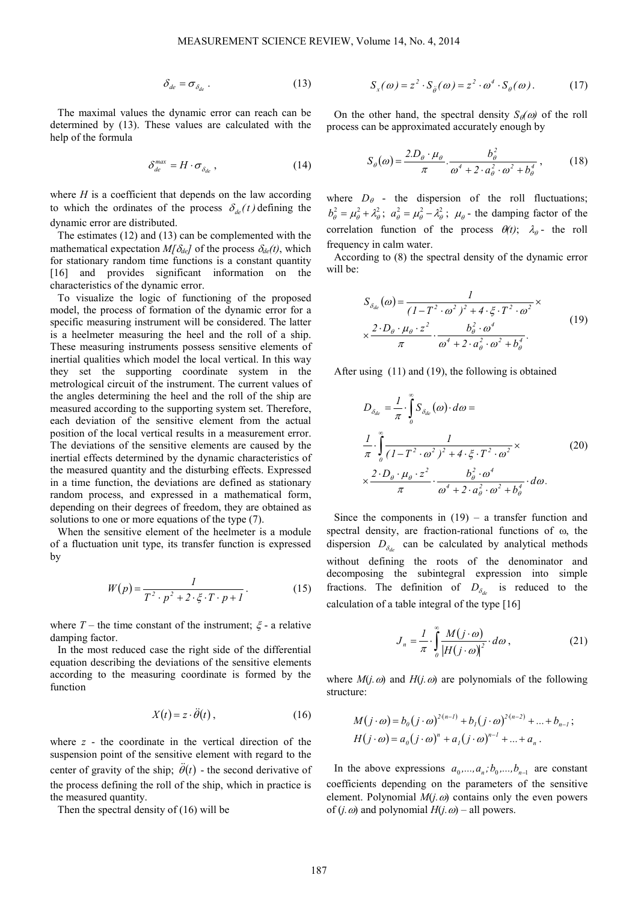$$\delta_{de} = \sigma_{\delta_{de}} . \tag{13}$$

The maximal values the dynamic error can reach can be determined by (13). These values are calculated with the help of the formula

$$\delta_{de}^{max} = H \cdot \sigma_{\delta_{de}} , \tag{14}$$

where $H$ is a coefficient that depends on the law according to which the ordinates of the process $\delta_{de}(t)$ defining the dynamic error are distributed.

The estimates (12) and (13) can be complemented with the mathematical expectation $M[\delta_{de}]$ of the process $\delta_{de}(t)$, which for stationary random time functions is a constant quantity [16] and provides significant information on the characteristics of the dynamic error.

To visualize the logic of functioning of the proposed model, the process of formation of the dynamic error for a specific measuring instrument will be considered. The latter is a heelmeter measuring the heel and the roll of a ship. These measuring instruments possess sensitive elements of inertial qualities which model the local vertical. In this way they set the supporting coordinate system in the metrological circuit of the instrument. The current values of the angles determining the heel and the roll of the ship are measured according to the supporting system set. Therefore, each deviation of the sensitive element from the actual position of the local vertical results in a measurement error. The deviations of the sensitive elements are caused by the inertial effects determined by the dynamic characteristics of the measured quantity and the disturbing effects. Expressed in a time function, the deviations are defined as stationary random process, and expressed in a mathematical form, depending on their degrees of freedom, they are obtained as solutions to one or more equations of the type (7).

When the sensitive element of the heelmeter is a module of a fluctuation unit type, its transfer function is expressed by

$$W(p) = \frac{1}{T^2 \cdot p^2 + 2 \cdot \xi \cdot T \cdot p + 1} . \tag{15}$$

where $T$ – the time constant of the instrument; $\xi$ - a relative damping factor.

In the most reduced case the right side of the differential equation describing the deviations of the sensitive elements according to the measuring coordinate is formed by the function

$$X(t) = z \cdot \ddot{\theta}(t) , \tag{16}$$

where $z$ - the coordinate in the vertical direction of the suspension point of the sensitive element with regard to the center of gravity of the ship; $\ddot{\theta}(t)$ - the second derivative of the process defining the roll of the ship, which in practice is the measured quantity.

Then the spectral density of (16) will be

$$S_x(\omega) = z^2 \cdot S_{\ddot{\theta}}(\omega) = z^2 \cdot \omega^4 \cdot S_\theta(\omega) . \tag{17}$$

On the other hand, the spectral density $S_\theta(\omega)$ of the roll process can be approximated accurately enough by

$$S_\theta(\omega) = \frac{2.D_\theta \cdot \mu_\theta}{\pi} . \frac{b_\theta^2}{\omega^4 + 2 \cdot a_\theta^2 \cdot \omega^2 + b_\theta^4} , \tag{18}$$

where $D_\theta$ - the dispersion of the roll fluctuations; $b_\theta^2 = \mu_\theta^2 + \lambda_\theta^2$; $a_\theta^2 = \mu_\theta^2 - \lambda_\theta^2$; $\mu_\theta$ - the damping factor of the correlation function of the process $\theta(t)$; $\lambda_\theta$ - the roll frequency in calm water.

According to (8) the spectral density of the dynamic error will be:

$$S_{\delta_{de}}(\omega) = \frac{1}{(1 - T^2 \cdot \omega^2)^2 + 4 \cdot \xi \cdot T^2 \cdot \omega^2} \times \\ \times \frac{2 \cdot D_\theta \cdot \mu_\theta \cdot z^2}{\pi} \cdot \frac{b_\theta^2 \cdot \omega^4}{\omega^4 + 2 \cdot a_\theta^2 \cdot \omega^2 + b_\theta^4} . \tag{19}$$

After using (11) and (19), the following is obtained

$$D_{\delta_{de}} = \frac{1}{\pi} \cdot \int_0^\infty S_{\delta_{de}}(\omega) \cdot d\omega = \\ \frac{1}{\pi} \cdot \int_0^\infty \frac{1}{(1 - T^2 \cdot \omega^2)^2 + 4 \cdot \xi \cdot T^2 \cdot \omega^2} \times \\ \times \frac{2 \cdot D_\theta \cdot \mu_\theta \cdot z^2}{\pi} \cdot \frac{b_\theta^2 \cdot \omega^4}{\omega^4 + 2 \cdot a_\theta^2 \cdot \omega^2 + b_\theta^4} \cdot d\omega . \tag{20}$$

Since the components in (19) – a transfer function and spectral density, are fraction-rational functions of ω, the dispersion $D_{\delta_{de}}$ can be calculated by analytical methods without defining the roots of the denominator and decomposing the subintegral expression into simple fractions. The definition of $D_{\delta_{de}}$ is reduced to the calculation of a table integral of the type [16]

$$J_n = \frac{1}{\pi} \cdot \int_0^\infty \frac{M(j \cdot \omega)}{|H(j \cdot \omega)|^2} \cdot d\omega , \tag{21}$$

where $M(j.\omega)$ and $H(j.\omega)$ are polynomials of the following structure:

$$M(j \cdot \omega) = b_0 (j \cdot \omega)^{2 \cdot (n-1)} + b_1 (j \cdot \omega)^{2 \cdot (n-2)} + ... + b_{n-1} ; \\ H(j \cdot \omega) = a_0 (j \cdot \omega)^n + a_1 (j \cdot \omega)^{n-1} + ... + a_n .$$

In the above expressions $a_0, ..., a_n, b_0, ..., b_{n-1}$ are constant coefficients depending on the parameters of the sensitive element. Polynomial $M(j.\omega)$ contains only the even powers of $(j.\omega)$ and polynomial $H(j.\omega)$ – all powers.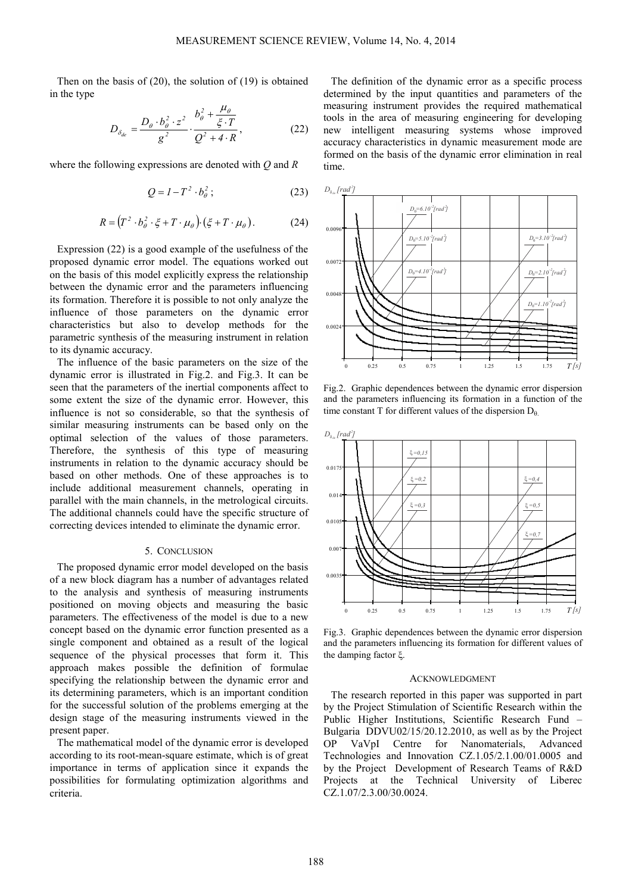Then on the basis of (20), the solution of (19) is obtained in the type

$$D_{\delta_{de}} = \frac{D_\theta \cdot b_\theta^2 \cdot z^2}{g^2} \cdot \frac{b_\theta^2 + \dfrac{\mu_\theta}{\xi \cdot T}}{Q^2 + 4 \cdot R}, \tag{22}$$

where the following expressions are denoted with $Q$ and $R$

$$Q = 1 - T^2 \cdot b_\theta^2 ; \tag{23}$$

$$R = \left(T^2 \cdot b_\theta^2 \cdot \xi + T \cdot \mu_\theta\right) \cdot \left(\xi + T \cdot \mu_\theta\right). \tag{24}$$

Expression (22) is a good example of the usefulness of the proposed dynamic error model. The equations worked out on the basis of this model explicitly express the relationship between the dynamic error and the parameters influencing its formation. Therefore it is possible to not only analyze the influence of those parameters on the dynamic error characteristics but also to develop methods for the parametric synthesis of the measuring instrument in relation to its dynamic accuracy.

The influence of the basic parameters on the size of the dynamic error is illustrated in Fig.2. and Fig.3. It can be seen that the parameters of the inertial components affect to some extent the size of the dynamic error. However, this influence is not so considerable, so that the synthesis of similar measuring instruments can be based only on the optimal selection of the values of those parameters. Therefore, the synthesis of this type of measuring instruments in relation to the dynamic accuracy should be based on other methods. One of these approaches is to include additional measurement channels, operating in parallel with the main channels, in the metrological circuits. The additional channels could have the specific structure of correcting devices intended to eliminate the dynamic error.

## 5. CONCLUSION

The proposed dynamic error model developed on the basis of a new block diagram has a number of advantages related to the analysis and synthesis of measuring instruments positioned on moving objects and measuring the basic parameters. The effectiveness of the model is due to a new concept based on the dynamic error function presented as a single component and obtained as a result of the logical sequence of the physical processes that form it. This approach makes possible the definition of formulae specifying the relationship between the dynamic error and its determining parameters, which is an important condition for the successful solution of the problems emerging at the design stage of the measuring instruments viewed in the present paper.

The mathematical model of the dynamic error is developed according to its root-mean-square estimate, which is of great importance in terms of application since it expands the possibilities for formulating optimization algorithms and criteria.

The definition of the dynamic error as a specific process determined by the input quantities and parameters of the measuring instrument provides the required mathematical tools in the area of measuring engineering for developing new intelligent measuring systems whose improved accuracy characteristics in dynamic measurement mode are formed on the basis of the dynamic error elimination in real time.

Fig.2. Graphic dependences between the dynamic error dispersion and the parameters influencing its formation in a function of the time constant T for different values of the dispersion $D_\theta$.

Fig.3. Graphic dependences between the dynamic error dispersion and the parameters influencing its formation for different values of the damping factor $\xi$.

## ACKNOWLEDGMENT

The research reported in this paper was supported in part by the Project Stimulation of Scientific Research within the Public Higher Institutions, Scientific Research Fund – Bulgaria DDVU02/15/20.12.2010, as well as by the Project OP VaVpI Centre for Nanomaterials, Advanced Technologies and Innovation CZ.1.05/2.1.00/01.0005 and by the Project Development of Research Teams of R&D Projects at the Technical University of Liberec CZ.1.07/2.3.00/30.0024.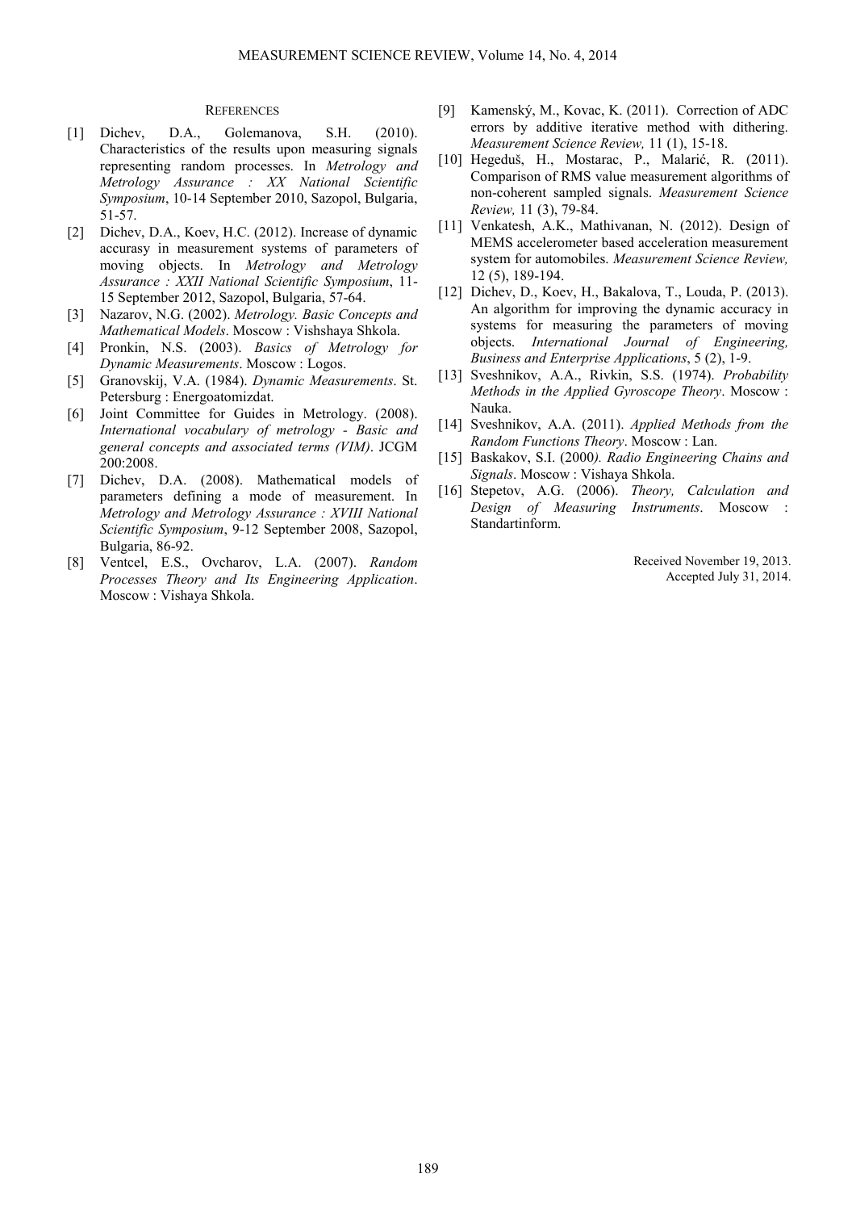## REFERENCES

[1] Dichev, D.A., Golemanova, S.H. (2010). Characteristics of the results upon measuring signals representing random processes. In *Metrology and Metrology Assurance : XX National Scientific Symposium*, 10-14 September 2010, Sazopol, Bulgaria, 51-57.

[2] Dichev, D.A., Koev, H.C. (2012). Increase of dynamic accurasy in measurement systems of parameters of moving objects. In *Metrology and Metrology Assurance : XXII National Scientific Symposium*, 11-15 September 2012, Sazopol, Bulgaria, 57-64.

[3] Nazarov, N.G. (2002). *Metrology. Basic Concepts and Mathematical Models*. Moscow : Vishshaya Shkola.

[4] Pronkin, N.S. (2003). *Basics of Metrology for Dynamic Measurements*. Moscow : Logos.

[5] Granovskij, V.A. (1984). *Dynamic Measurements*. St. Petersburg : Energoatomizdat.

[6] Joint Committee for Guides in Metrology. (2008). *International vocabulary of metrology - Basic and general concepts and associated terms (VIM)*. JCGM 200:2008.

[7] Dichev, D.A. (2008). Mathematical models of parameters defining a mode of measurement. In *Metrology and Metrology Assurance : XVIII National Scientific Symposium*, 9-12 September 2008, Sazopol, Bulgaria, 86-92.

[8] Ventcel, E.S., Ovcharov, L.A. (2007). *Random Processes Theory and Its Engineering Application*. Moscow : Vishaya Shkola.

[9] Kamenský, M., Kovac, K. (2011). Correction of ADC errors by additive iterative method with dithering. *Measurement Science Review,* 11 (1), 15-18.

[10] Hegeduš, H., Mostarac, P., Malarić, R. (2011). Comparison of RMS value measurement algorithms of non-coherent sampled signals. *Measurement Science Review,* 11 (3), 79-84.

[11] Venkatesh, A.K., Mathivanan, N. (2012). Design of MEMS accelerometer based acceleration measurement system for automobiles. *Measurement Science Review,* 12 (5), 189-194.

[12] Dichev, D., Koev, H., Bakalova, T., Louda, P. (2013). An algorithm for improving the dynamic accuracy in systems for measuring the parameters of moving objects. *International Journal of Engineering, Business and Enterprise Applications*, 5 (2), 1-9.

[13] Sveshnikov, A.A., Rivkin, S.S. (1974). *Probability Methods in the Applied Gyroscope Theory*. Moscow : Nauka.

[14] Sveshnikov, A.A. (2011). *Applied Methods from the Random Functions Theory*. Moscow : Lan.

[15] Baskakov, S.I. (2000*). Radio Engineering Chains and Signals*. Moscow : Vishaya Shkola.

[16] Stepetov, A.G. (2006). *Theory, Calculation and Design of Measuring Instruments*. Moscow : Standartinform.

Received November 19, 2013.
Accepted July 31, 2014.